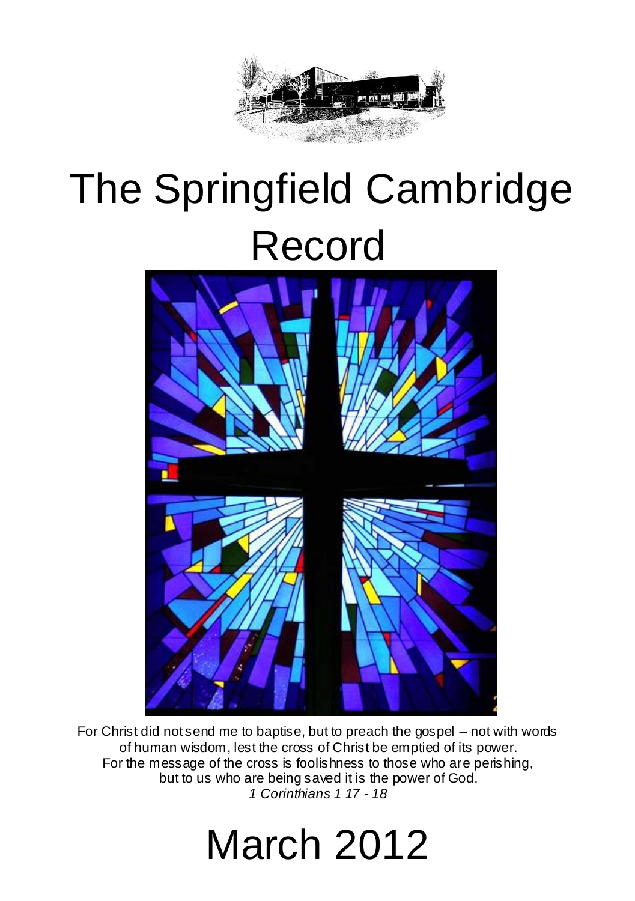# The Springfield Cambridge Record

For Christ did not send me to baptise, but to preach the gospel – not with words of human wisdom, lest the cross of Christ be emptied of its power.
For the message of the cross is foolishness to those who are perishing, but to us who are being saved it is the power of God.
*1 Corinthians 1 17 - 18*

# March 2012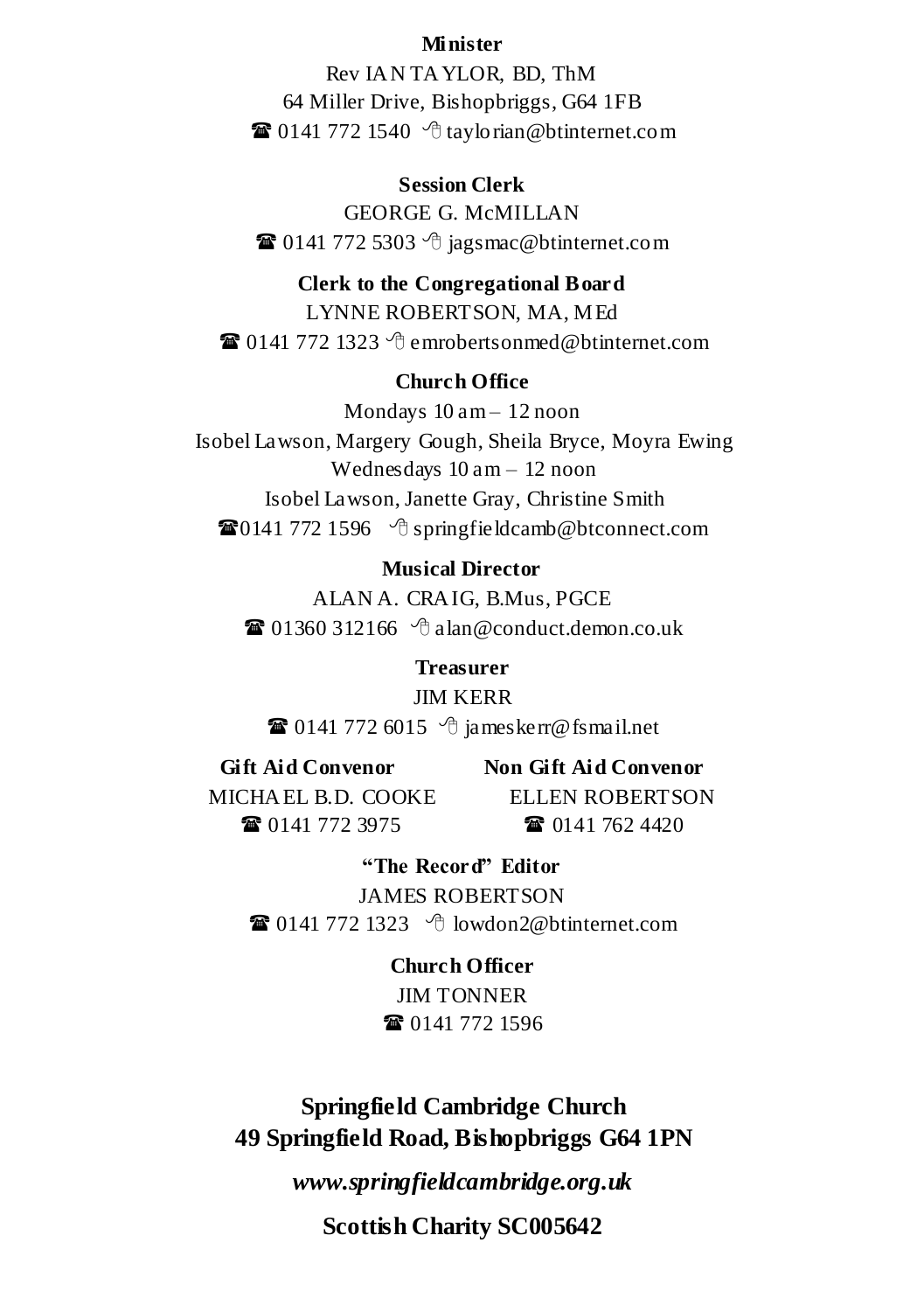**Minister**

Rev IAN TAYLOR, BD, ThM
64 Miller Drive, Bishopbriggs, G64 1FB
☎ 0141 772 1540 ✉ taylorian@btinternet.com

**Session Clerk**

GEORGE G. McMILLAN
☎ 0141 772 5303 ✉ jagsmac@btinternet.com

**Clerk to the Congregational Board**

LYNNE ROBERTSON, MA, MEd
☎ 0141 772 1323 ✉ emrobertsonmed@btinternet.com

**Church Office**

Mondays 10 am – 12 noon
Isobel Lawson, Margery Gough, Sheila Bryce, Moyra Ewing
Wednesdays 10 am – 12 noon
Isobel Lawson, Janette Gray, Christine Smith
☎ 0141 772 1596 ✉ springfieldcamb@btconnect.com

**Musical Director**

ALAN A. CRAIG, B.Mus, PGCE
☎ 01360 312166 ✉ alan@conduct.demon.co.uk

**Treasurer**

JIM KERR
☎ 0141 772 6015 ✉ jameskerr@fsmail.net

**Gift Aid Convenor**

MICHAEL B.D. COOKE
☎ 0141 772 3975

**Non Gift Aid Convenor**

ELLEN ROBERTSON
☎ 0141 762 4420

**"The Record" Editor**

JAMES ROBERTSON
☎ 0141 772 1323 ✉ lowdon2@btinternet.com

**Church Officer**

JIM TONNER
☎ 0141 772 1596

**Springfield Cambridge Church**
**49 Springfield Road, Bishopbriggs G64 1PN**

***www.springfieldcambridge.org.uk***

**Scottish Charity SC005642**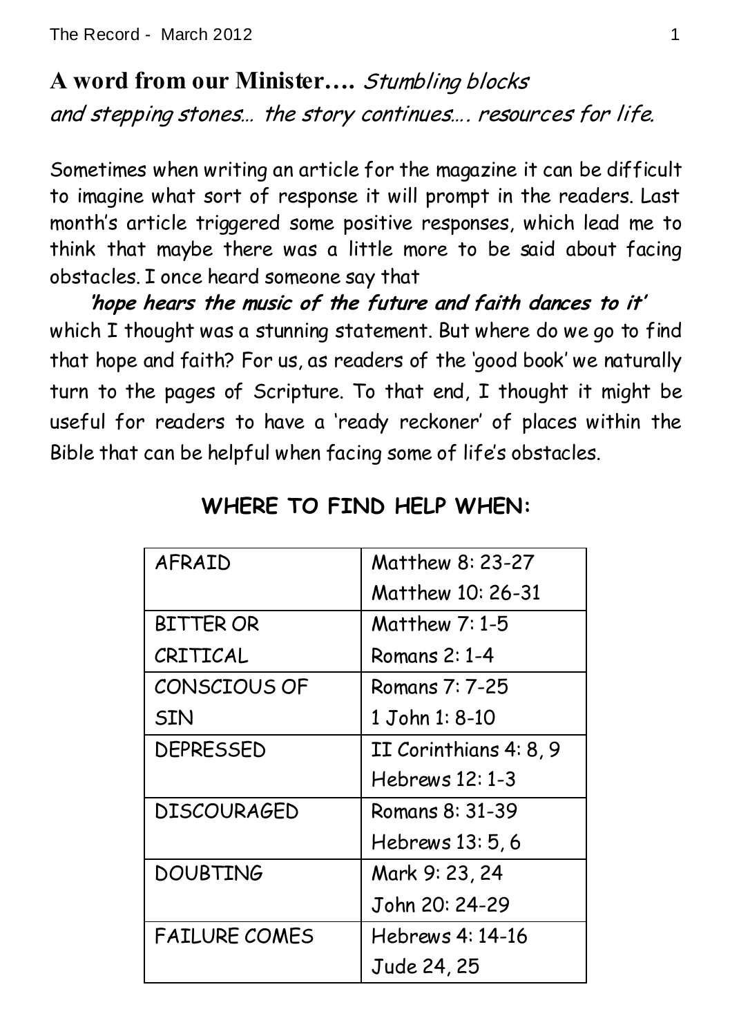## **A word from our Minister….** *Stumbling blocks and stepping stones… the story continues…. resources for life.*

Sometimes when writing an article for the magazine it can be difficult to imagine what sort of response it will prompt in the readers. Last month's article triggered some positive responses, which lead me to think that maybe there was a little more to be said about facing obstacles. I once heard someone say that

***'hope hears the music of the future and faith dances to it'***

which I thought was a stunning statement. But where do we go to find that hope and faith? For us, as readers of the 'good book' we naturally turn to the pages of Scripture. To that end, I thought it might be useful for readers to have a 'ready reckoner' of places within the Bible that can be helpful when facing some of life's obstacles.

### **WHERE TO FIND HELP WHEN:**

| | |
|---|---|
| AFRAID | Matthew 8: 23-27<br>Matthew 10: 26-31 |
| BITTER OR CRITICAL | Matthew 7: 1-5<br>Romans 2: 1-4 |
| CONSCIOUS OF SIN | Romans 7: 7-25<br>1 John 1: 8-10 |
| DEPRESSED | II Corinthians 4: 8, 9<br>Hebrews 12: 1-3 |
| DISCOURAGED | Romans 8: 31-39<br>Hebrews 13: 5, 6 |
| DOUBTING | Mark 9: 23, 24<br>John 20: 24-29 |
| FAILURE COMES | Hebrews 4: 14-16<br>Jude 24, 25 |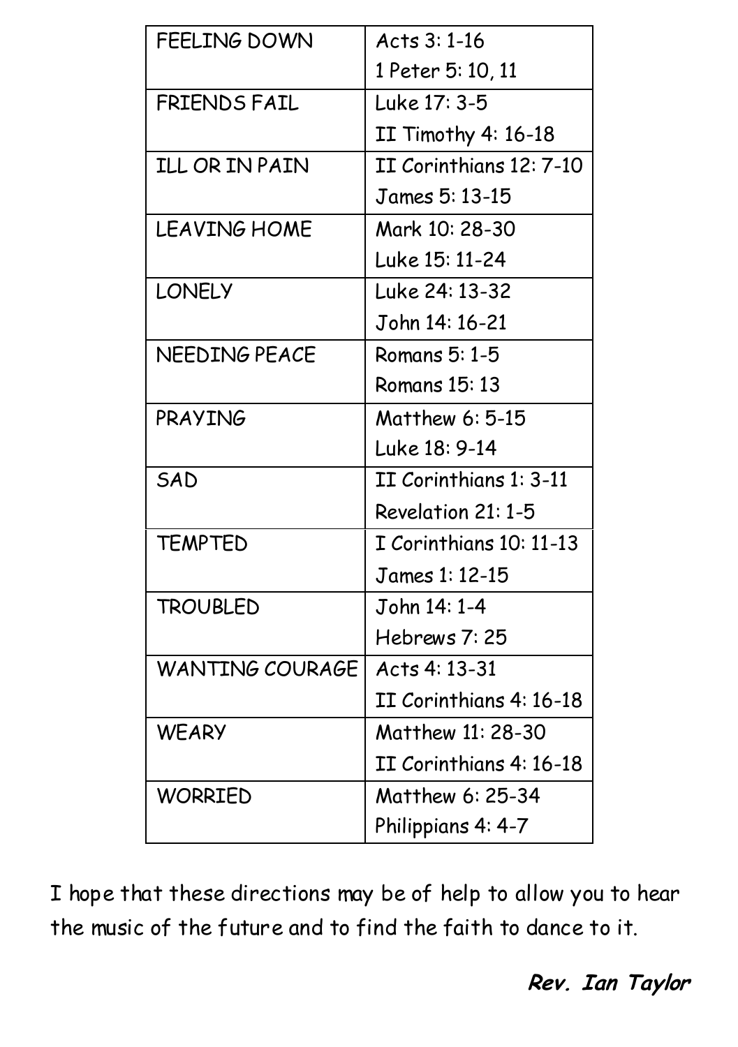| | |
|---|---|
| FEELING DOWN | Acts 3: 1-16<br>1 Peter 5: 10, 11 |
| FRIENDS FAIL | Luke 17: 3-5<br>II Timothy 4: 16-18 |
| ILL OR IN PAIN | II Corinthians 12: 7-10<br>James 5: 13-15 |
| LEAVING HOME | Mark 10: 28-30<br>Luke 15: 11-24 |
| LONELY | Luke 24: 13-32<br>John 14: 16-21 |
| NEEDING PEACE | Romans 5: 1-5<br>Romans 15: 13 |
| PRAYING | Matthew 6: 5-15<br>Luke 18: 9-14 |
| SAD | II Corinthians 1: 3-11<br>Revelation 21: 1-5 |
| TEMPTED | I Corinthians 10: 11-13<br>James 1: 12-15 |
| TROUBLED | John 14: 1-4<br>Hebrews 7: 25 |
| WANTING COURAGE | Acts 4: 13-31<br>II Corinthians 4: 16-18 |
| WEARY | Matthew 11: 28-30<br>II Corinthians 4: 16-18 |
| WORRIED | Matthew 6: 25-34<br>Philippians 4: 4-7 |

I hope that these directions may be of help to allow you to hear the music of the future and to find the faith to dance to it.

***Rev. Ian Taylor***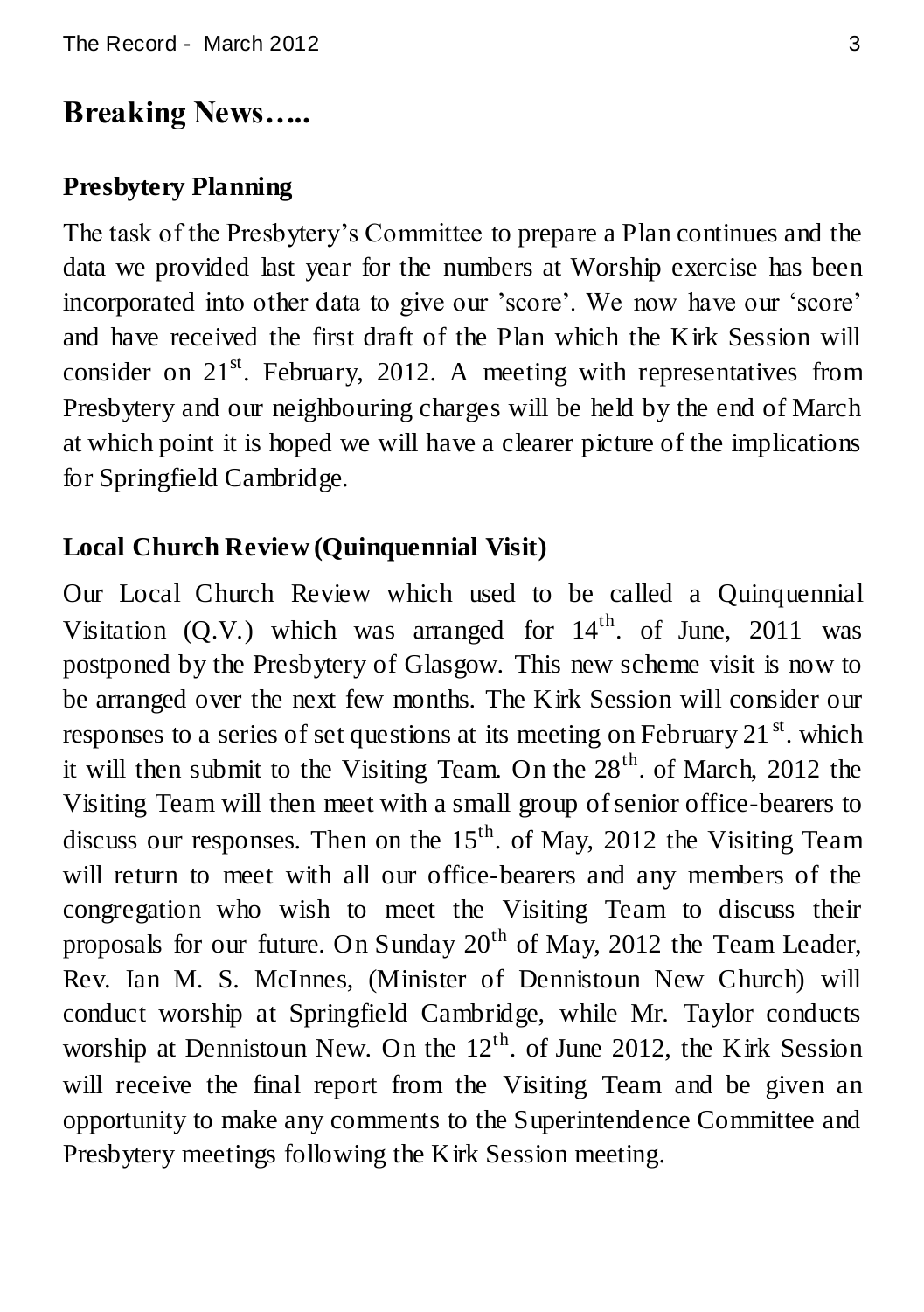## Breaking News…..

### Presbytery Planning

The task of the Presbytery's Committee to prepare a Plan continues and the data we provided last year for the numbers at Worship exercise has been incorporated into other data to give our 'score'. We now have our 'score' and have received the first draft of the Plan which the Kirk Session will consider on 21st. February, 2012. A meeting with representatives from Presbytery and our neighbouring charges will be held by the end of March at which point it is hoped we will have a clearer picture of the implications for Springfield Cambridge.

### Local Church Review (Quinquennial Visit)

Our Local Church Review which used to be called a Quinquennial Visitation (Q.V.) which was arranged for 14th. of June, 2011 was postponed by the Presbytery of Glasgow. This new scheme visit is now to be arranged over the next few months. The Kirk Session will consider our responses to a series of set questions at its meeting on February 21st. which it will then submit to the Visiting Team. On the 28th. of March, 2012 the Visiting Team will then meet with a small group of senior office-bearers to discuss our responses. Then on the 15th. of May, 2012 the Visiting Team will return to meet with all our office-bearers and any members of the congregation who wish to meet the Visiting Team to discuss their proposals for our future. On Sunday 20th of May, 2012 the Team Leader, Rev. Ian M. S. McInnes, (Minister of Dennistoun New Church) will conduct worship at Springfield Cambridge, while Mr. Taylor conducts worship at Dennistoun New. On the 12th. of June 2012, the Kirk Session will receive the final report from the Visiting Team and be given an opportunity to make any comments to the Superintendence Committee and Presbytery meetings following the Kirk Session meeting.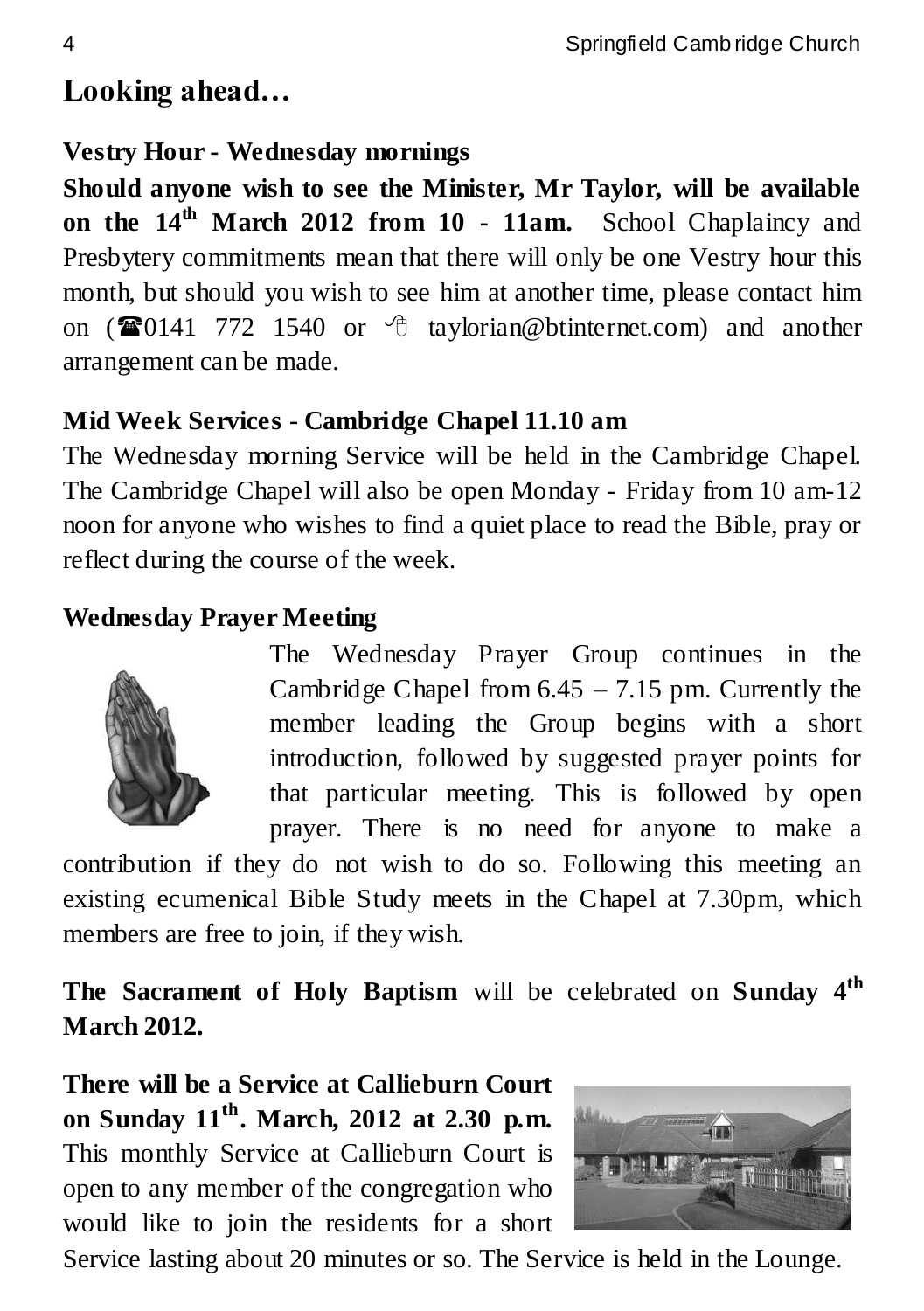## Looking ahead…

### Vestry Hour - Wednesday mornings

**Should anyone wish to see the Minister, Mr Taylor, will be available on the 14th March 2012 from 10 - 11am.** School Chaplaincy and Presbytery commitments mean that there will only be one Vestry hour this month, but should you wish to see him at another time, please contact him on (☎0141 772 1540 or 🖱 taylorian@btinternet.com) and another arrangement can be made.

### Mid Week Services - Cambridge Chapel 11.10 am

The Wednesday morning Service will be held in the Cambridge Chapel. The Cambridge Chapel will also be open Monday - Friday from 10 am-12 noon for anyone who wishes to find a quiet place to read the Bible, pray or reflect during the course of the week.

### Wednesday Prayer Meeting

The Wednesday Prayer Group continues in the Cambridge Chapel from 6.45 – 7.15 pm. Currently the member leading the Group begins with a short introduction, followed by suggested prayer points for that particular meeting. This is followed by open prayer. There is no need for anyone to make a contribution if they do not wish to do so. Following this meeting an existing ecumenical Bible Study meets in the Chapel at 7.30pm, which members are free to join, if they wish.

**The Sacrament of Holy Baptism** will be celebrated on **Sunday 4th March 2012.**

**There will be a Service at Callieburn Court on Sunday 11th. March, 2012 at 2.30 p.m.** This monthly Service at Callieburn Court is open to any member of the congregation who would like to join the residents for a short Service lasting about 20 minutes or so. The Service is held in the Lounge.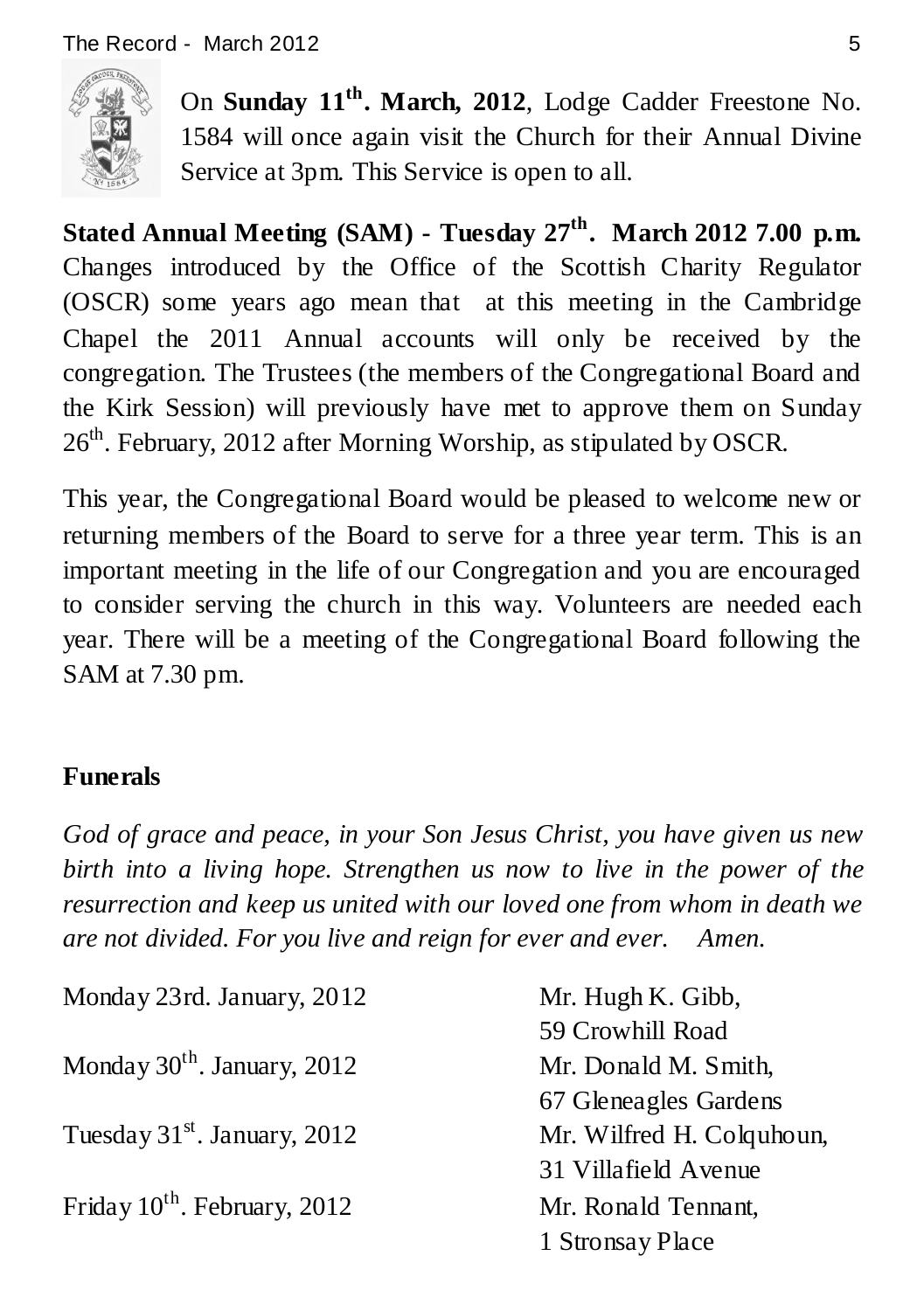On **Sunday 11th. March, 2012**, Lodge Cadder Freestone No. 1584 will once again visit the Church for their Annual Divine Service at 3pm. This Service is open to all.

**Stated Annual Meeting (SAM) - Tuesday 27th. March 2012 7.00 p.m.** Changes introduced by the Office of the Scottish Charity Regulator (OSCR) some years ago mean that at this meeting in the Cambridge Chapel the 2011 Annual accounts will only be received by the congregation. The Trustees (the members of the Congregational Board and the Kirk Session) will previously have met to approve them on Sunday 26th. February, 2012 after Morning Worship, as stipulated by OSCR.

This year, the Congregational Board would be pleased to welcome new or returning members of the Board to serve for a three year term. This is an important meeting in the life of our Congregation and you are encouraged to consider serving the church in this way. Volunteers are needed each year. There will be a meeting of the Congregational Board following the SAM at 7.30 pm.

**Funerals**

*God of grace and peace, in your Son Jesus Christ, you have given us new birth into a living hope. Strengthen us now to live in the power of the resurrection and keep us united with our loved one from whom in death we are not divided. For you live and reign for ever and ever. Amen.*

| | |
|---|---|
| Monday 23rd. January, 2012 | Mr. Hugh K. Gibb, 59 Crowhill Road |
| Monday 30th. January, 2012 | Mr. Donald M. Smith, 67 Gleneagles Gardens |
| Tuesday 31st. January, 2012 | Mr. Wilfred H. Colquhoun, 31 Villafield Avenue |
| Friday 10th. February, 2012 | Mr. Ronald Tennant, 1 Stronsay Place |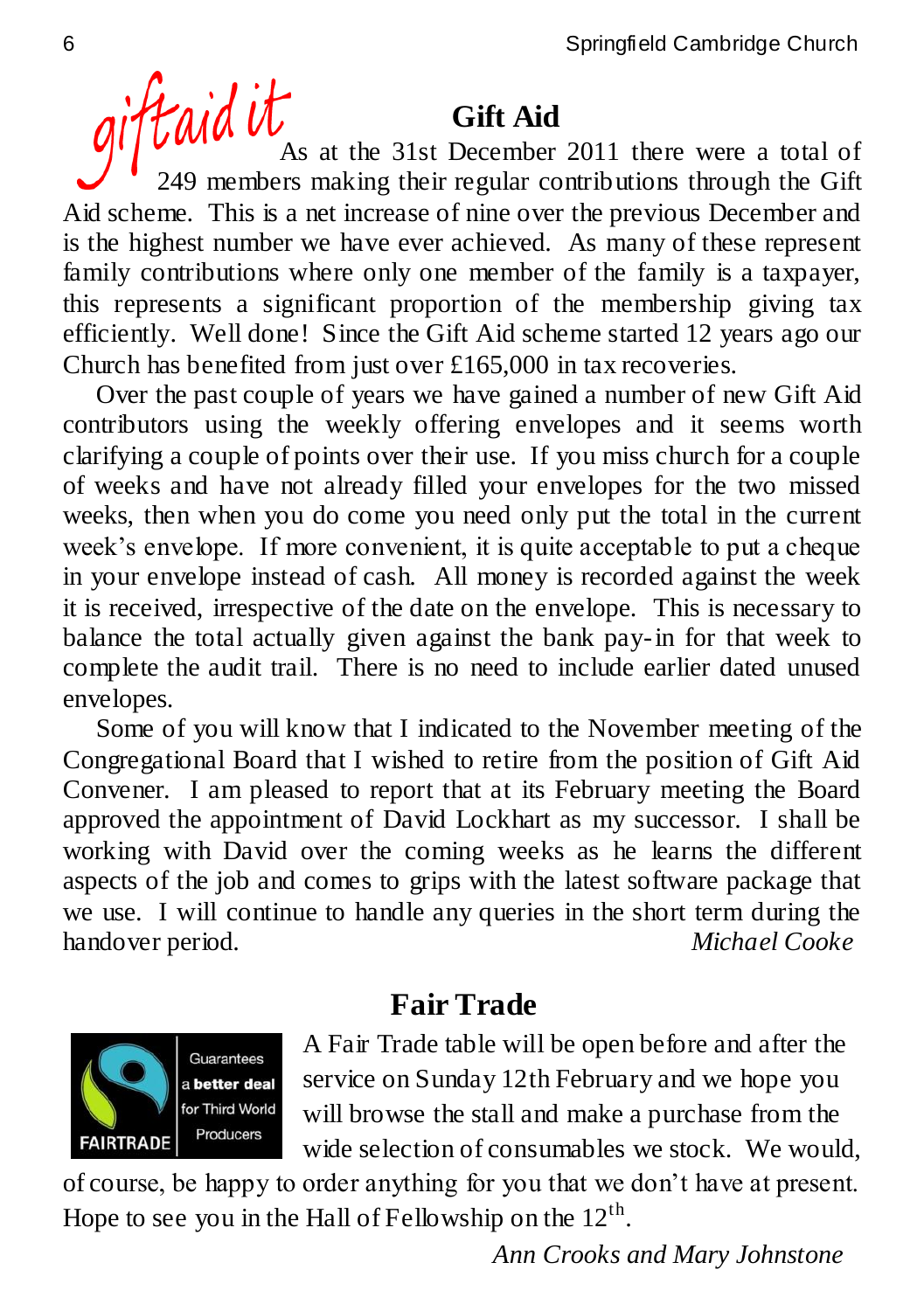giftaid it

## Gift Aid

As at the 31st December 2011 there were a total of 249 members making their regular contributions through the Gift Aid scheme. This is a net increase of nine over the previous December and is the highest number we have ever achieved. As many of these represent family contributions where only one member of the family is a taxpayer, this represents a significant proportion of the membership giving tax efficiently. Well done! Since the Gift Aid scheme started 12 years ago our Church has benefited from just over £165,000 in tax recoveries.

Over the past couple of years we have gained a number of new Gift Aid contributors using the weekly offering envelopes and it seems worth clarifying a couple of points over their use. If you miss church for a couple of weeks and have not already filled your envelopes for the two missed weeks, then when you do come you need only put the total in the current week's envelope. If more convenient, it is quite acceptable to put a cheque in your envelope instead of cash. All money is recorded against the week it is received, irrespective of the date on the envelope. This is necessary to balance the total actually given against the bank pay-in for that week to complete the audit trail. There is no need to include earlier dated unused envelopes.

Some of you will know that I indicated to the November meeting of the Congregational Board that I wished to retire from the position of Gift Aid Convener. I am pleased to report that at its February meeting the Board approved the appointment of David Lockhart as my successor. I shall be working with David over the coming weeks as he learns the different aspects of the job and comes to grips with the latest software package that we use. I will continue to handle any queries in the short term during the handover period.

*Michael Cooke*

## Fair Trade

FAIRTRADE — Guarantees a **better deal** for Third World Producers

A Fair Trade table will be open before and after the service on Sunday 12th February and we hope you will browse the stall and make a purchase from the wide selection of consumables we stock. We would, of course, be happy to order anything for you that we don't have at present. Hope to see you in the Hall of Fellowship on the 12th.

*Ann Crooks and Mary Johnstone*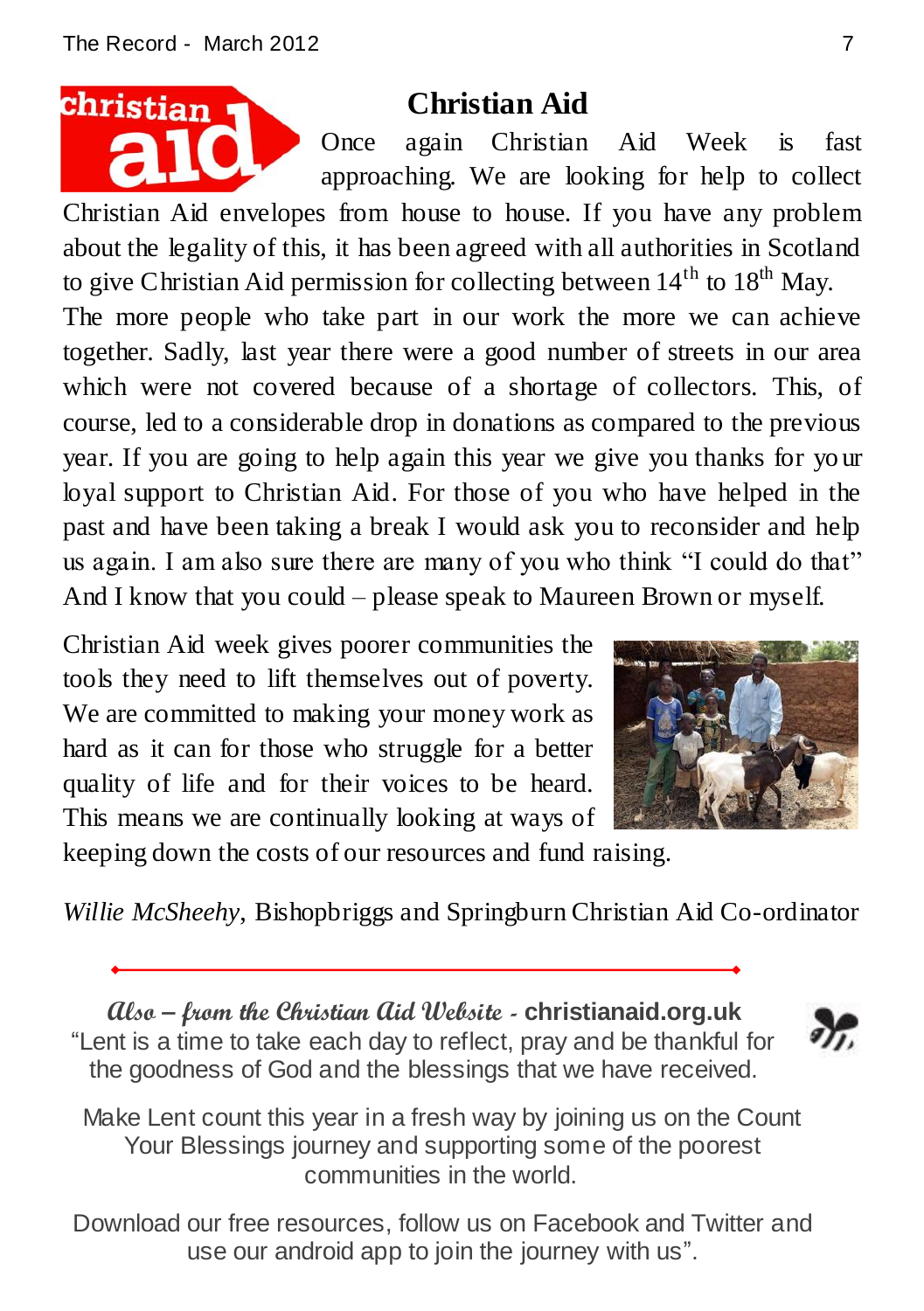## Christian Aid

Once again Christian Aid Week is fast approaching. We are looking for help to collect Christian Aid envelopes from house to house. If you have any problem about the legality of this, it has been agreed with all authorities in Scotland to give Christian Aid permission for collecting between 14th to 18th May.

The more people who take part in our work the more we can achieve together. Sadly, last year there were a good number of streets in our area which were not covered because of a shortage of collectors. This, of course, led to a considerable drop in donations as compared to the previous year. If you are going to help again this year we give you thanks for your loyal support to Christian Aid. For those of you who have helped in the past and have been taking a break I would ask you to reconsider and help us again. I am also sure there are many of you who think "I could do that" And I know that you could – please speak to Maureen Brown or myself.

Christian Aid week gives poorer communities the tools they need to lift themselves out of poverty. We are committed to making your money work as hard as it can for those who struggle for a better quality of life and for their voices to be heard. This means we are continually looking at ways of keeping down the costs of our resources and fund raising.

*Willie McSheehy*, Bishopbriggs and Springburn Christian Aid Co-ordinator

---

*Also – from the Christian Aid Website* - **christianaid.org.uk**

"Lent is a time to take each day to reflect, pray and be thankful for the goodness of God and the blessings that we have received.

Make Lent count this year in a fresh way by joining us on the Count Your Blessings journey and supporting some of the poorest communities in the world.

Download our free resources, follow us on Facebook and Twitter and use our android app to join the journey with us".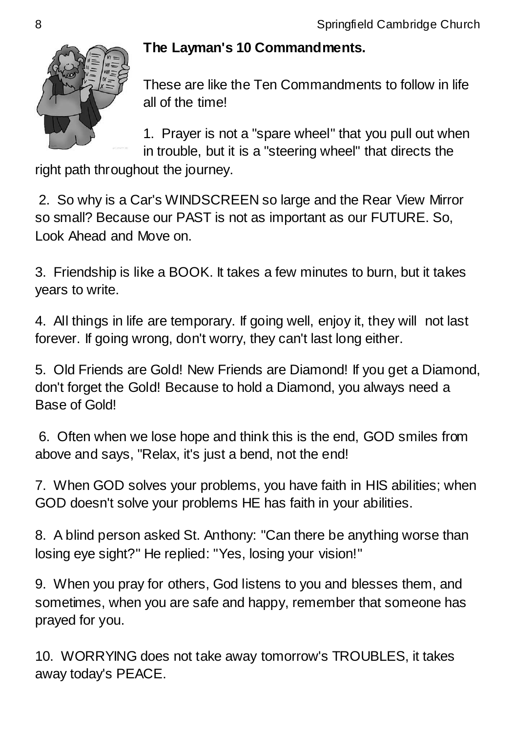**The Layman's 10 Commandments.**

These are like the Ten Commandments to follow in life all of the time!

1. Prayer is not a "spare wheel" that you pull out when in trouble, but it is a "steering wheel" that directs the right path throughout the journey.

2. So why is a Car's WINDSCREEN so large and the Rear View Mirror so small? Because our PAST is not as important as our FUTURE. So, Look Ahead and Move on.

3. Friendship is like a BOOK. It takes a few minutes to burn, but it takes years to write.

4. All things in life are temporary. If going well, enjoy it, they will not last forever. If going wrong, don't worry, they can't last long either.

5. Old Friends are Gold! New Friends are Diamond! If you get a Diamond, don't forget the Gold! Because to hold a Diamond, you always need a Base of Gold!

6. Often when we lose hope and think this is the end, GOD smiles from above and says, "Relax, it's just a bend, not the end!

7. When GOD solves your problems, you have faith in HIS abilities; when GOD doesn't solve your problems HE has faith in your abilities.

8. A blind person asked St. Anthony: "Can there be anything worse than losing eye sight?" He replied: "Yes, losing your vision!"

9. When you pray for others, God listens to you and blesses them, and sometimes, when you are safe and happy, remember that someone has prayed for you.

10. WORRYING does not take away tomorrow's TROUBLES, it takes away today's PEACE.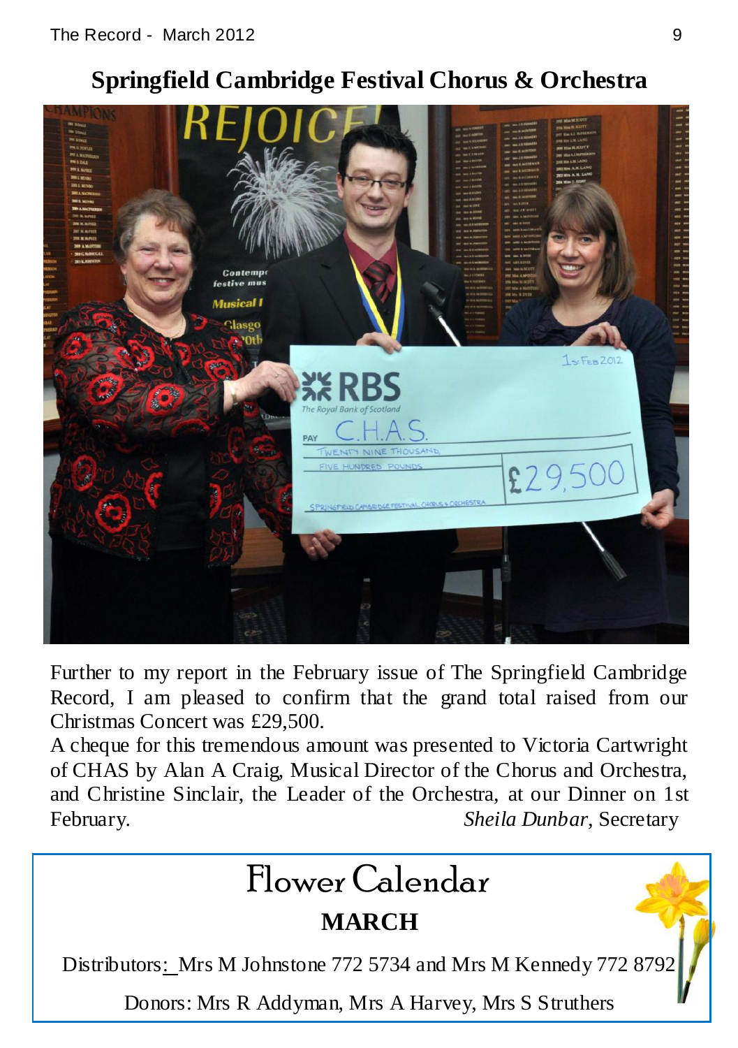## Springfield Cambridge Festival Chorus & Orchestra

Further to my report in the February issue of The Springfield Cambridge Record, I am pleased to confirm that the grand total raised from our Christmas Concert was £29,500.

A cheque for this tremendous amount was presented to Victoria Cartwright of CHAS by Alan A Craig, Musical Director of the Chorus and Orchestra, and Christine Sinclair, the Leader of the Orchestra, at our Dinner on 1st February.

*Sheila Dunbar*, Secretary

# Flower Calendar

## MARCH

Distributors: Mrs M Johnstone 772 5734 and Mrs M Kennedy 772 8792

Donors: Mrs R Addyman, Mrs A Harvey, Mrs S Struthers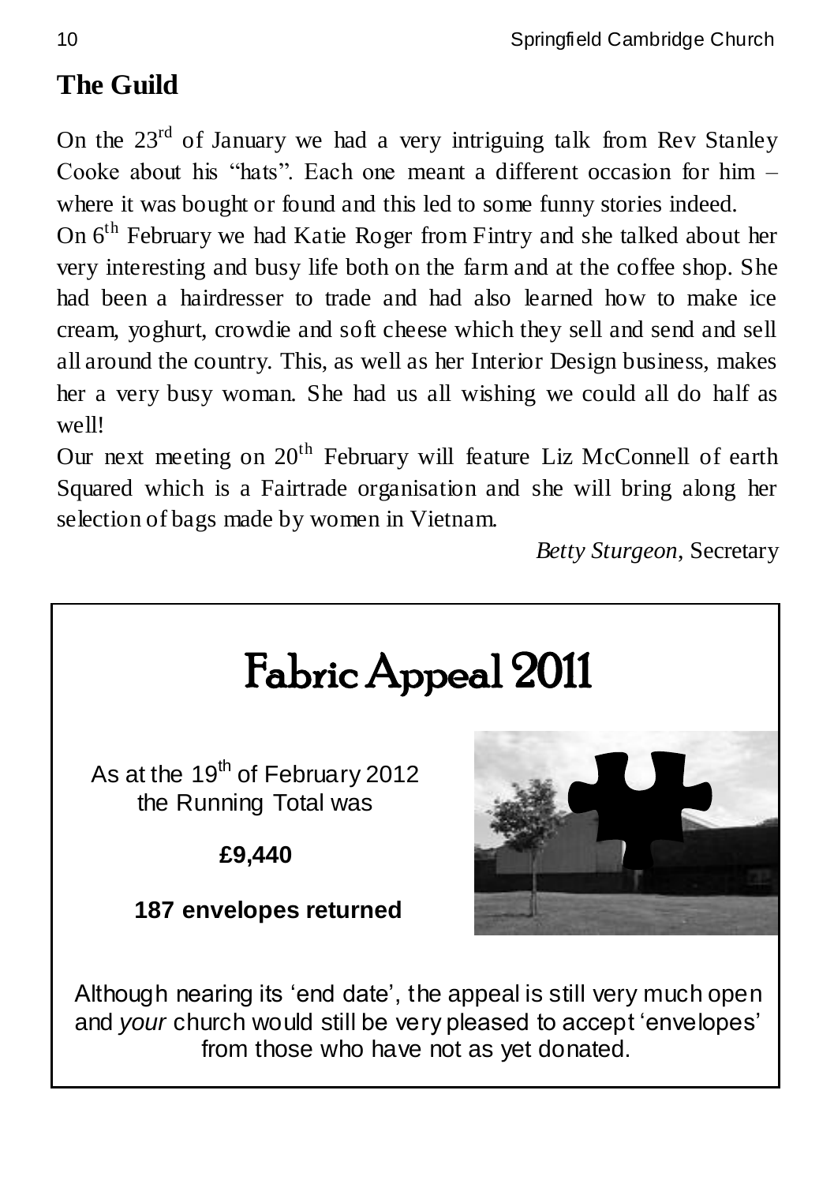## The Guild

On the 23rd of January we had a very intriguing talk from Rev Stanley Cooke about his "hats". Each one meant a different occasion for him – where it was bought or found and this led to some funny stories indeed.

On 6th February we had Katie Roger from Fintry and she talked about her very interesting and busy life both on the farm and at the coffee shop. She had been a hairdresser to trade and had also learned how to make ice cream, yoghurt, crowdie and soft cheese which they sell and send and sell all around the country. This, as well as her Interior Design business, makes her a very busy woman. She had us all wishing we could all do half as well!

Our next meeting on 20th February will feature Liz McConnell of earth Squared which is a Fairtrade organisation and she will bring along her selection of bags made by women in Vietnam.

*Betty Sturgeon*, Secretary

## Fabric Appeal 2011

As at the 19th of February 2012 the Running Total was

**£9,440**

**187 envelopes returned**

Although nearing its 'end date', the appeal is still very much open and *your* church would still be very pleased to accept 'envelopes' from those who have not as yet donated.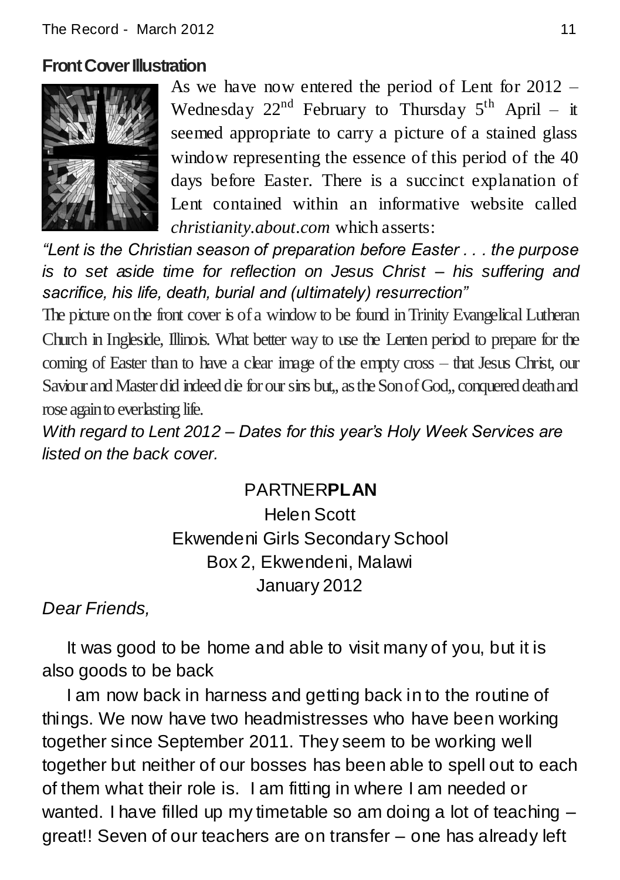## Front Cover Illustration

As we have now entered the period of Lent for 2012 – Wednesday 22nd February to Thursday 5th April – it seemed appropriate to carry a picture of a stained glass window representing the essence of this period of the 40 days before Easter. There is a succinct explanation of Lent contained within an informative website called *christianity.about.com* which asserts:

*"Lent is the Christian season of preparation before Easter . . . the purpose is to set aside time for reflection on Jesus Christ – his suffering and sacrifice, his life, death, burial and (ultimately) resurrection"*

The picture on the front cover is of a window to be found in Trinity Evangelical Lutheran Church in Ingleside, Illinois. What better way to use the Lenten period to prepare for the coming of Easter than to have a clear image of the empty cross – that Jesus Christ, our Saviour and Master did indeed die for our sins but,, as the Son of God,, conquered death and rose again to everlasting life.

*With regard to Lent 2012 – Dates for this year's Holy Week Services are listed on the back cover.*

PARTNER**PLAN**

Helen Scott
Ekwendeni Girls Secondary School
Box 2, Ekwendeni, Malawi
January 2012

*Dear Friends,*

It was good to be home and able to visit many of you, but it is also goods to be back

I am now back in harness and getting back in to the routine of things. We now have two headmistresses who have been working together since September 2011. They seem to be working well together but neither of our bosses has been able to spell out to each of them what their role is. I am fitting in where I am needed or wanted. I have filled up my timetable so am doing a lot of teaching – great!! Seven of our teachers are on transfer – one has already left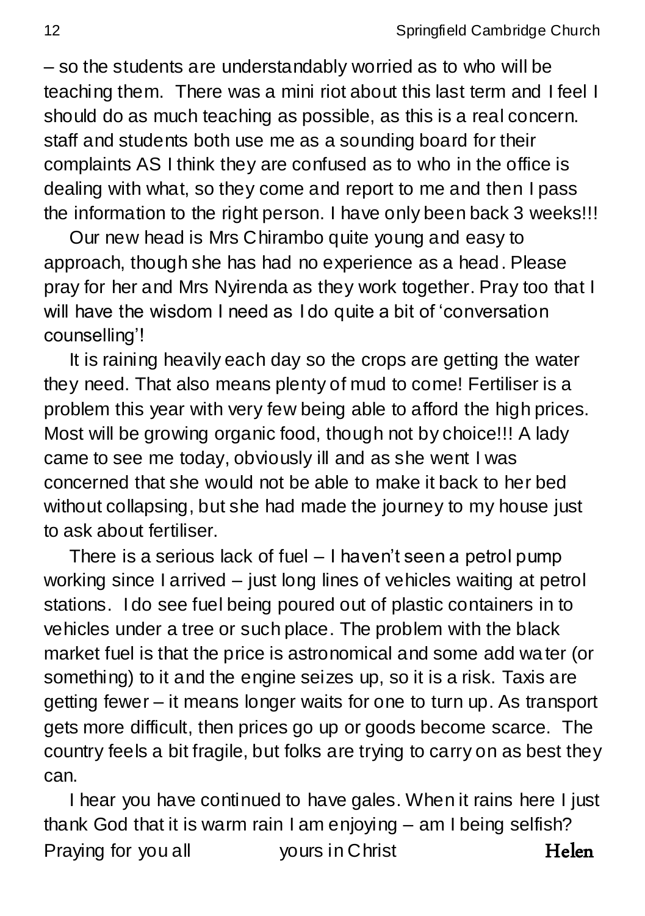– so the students are understandably worried as to who will be teaching them. There was a mini riot about this last term and I feel I should do as much teaching as possible, as this is a real concern. staff and students both use me as a sounding board for their complaints AS I think they are confused as to who in the office is dealing with what, so they come and report to me and then I pass the information to the right person. I have only been back 3 weeks!!!

Our new head is Mrs Chirambo quite young and easy to approach, though she has had no experience as a head. Please pray for her and Mrs Nyirenda as they work together. Pray too that I will have the wisdom I need as I do quite a bit of 'conversation counselling'!

It is raining heavily each day so the crops are getting the water they need. That also means plenty of mud to come! Fertiliser is a problem this year with very few being able to afford the high prices. Most will be growing organic food, though not by choice!!! A lady came to see me today, obviously ill and as she went I was concerned that she would not be able to make it back to her bed without collapsing, but she had made the journey to my house just to ask about fertiliser.

There is a serious lack of fuel – I haven't seen a petrol pump working since I arrived – just long lines of vehicles waiting at petrol stations. I do see fuel being poured out of plastic containers in to vehicles under a tree or such place. The problem with the black market fuel is that the price is astronomical and some add water (or something) to it and the engine seizes up, so it is a risk. Taxis are getting fewer – it means longer waits for one to turn up. As transport gets more difficult, then prices go up or goods become scarce. The country feels a bit fragile, but folks are trying to carry on as best they can.

I hear you have continued to have gales. When it rains here I just thank God that it is warm rain I am enjoying – am I being selfish?

Praying for you all yours in Christ **Helen**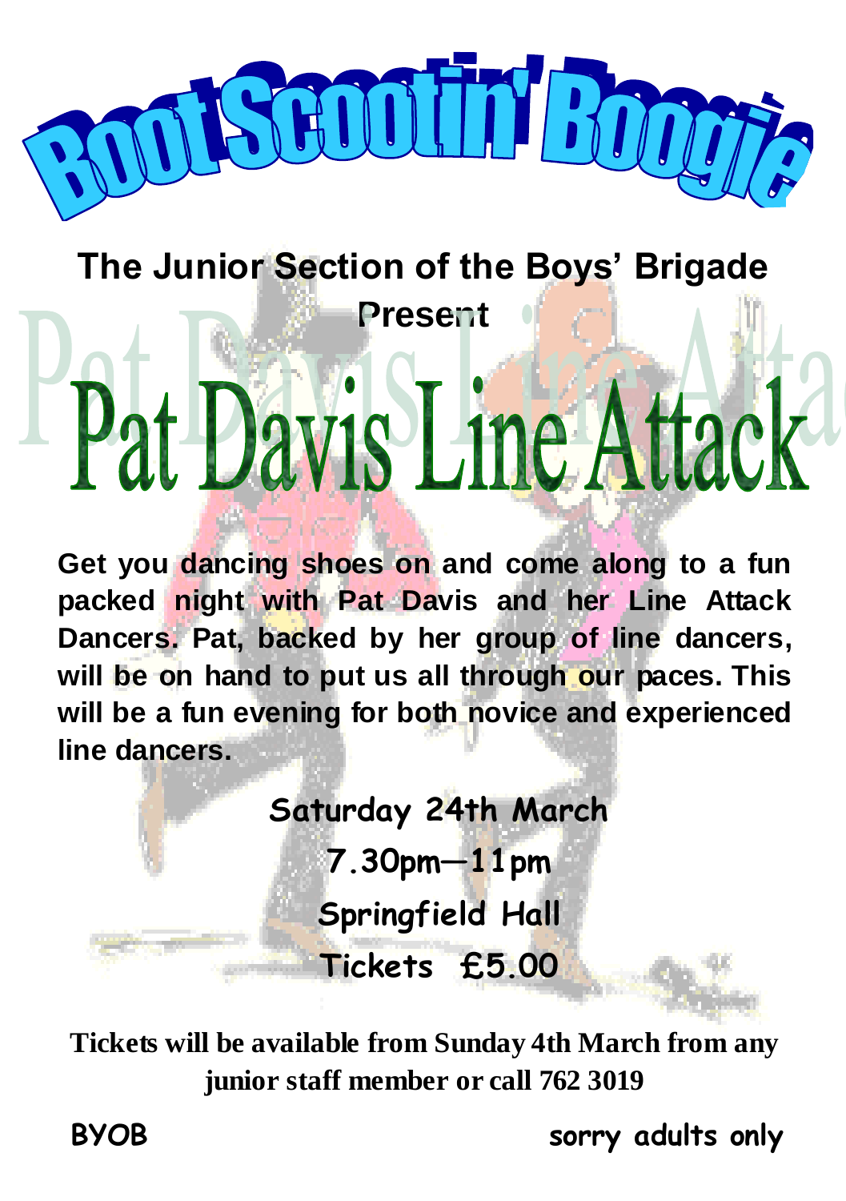# Boot Scootin' Boogie

**The Junior Section of the Boys' Brigade Present**

# Pat Davis Line Attack

**Get you dancing shoes on and come along to a fun packed night with Pat Davis and her Line Attack Dancers. Pat, backed by her group of line dancers, will be on hand to put us all through our paces. This will be a fun evening for both novice and experienced line dancers.**

**Saturday 24th March**

**7.30pm—11pm**

**Springfield Hall**

**Tickets £5.00**

**Tickets will be available from Sunday 4th March from any junior staff member or call 762 3019**

**BYOB** **sorry adults only**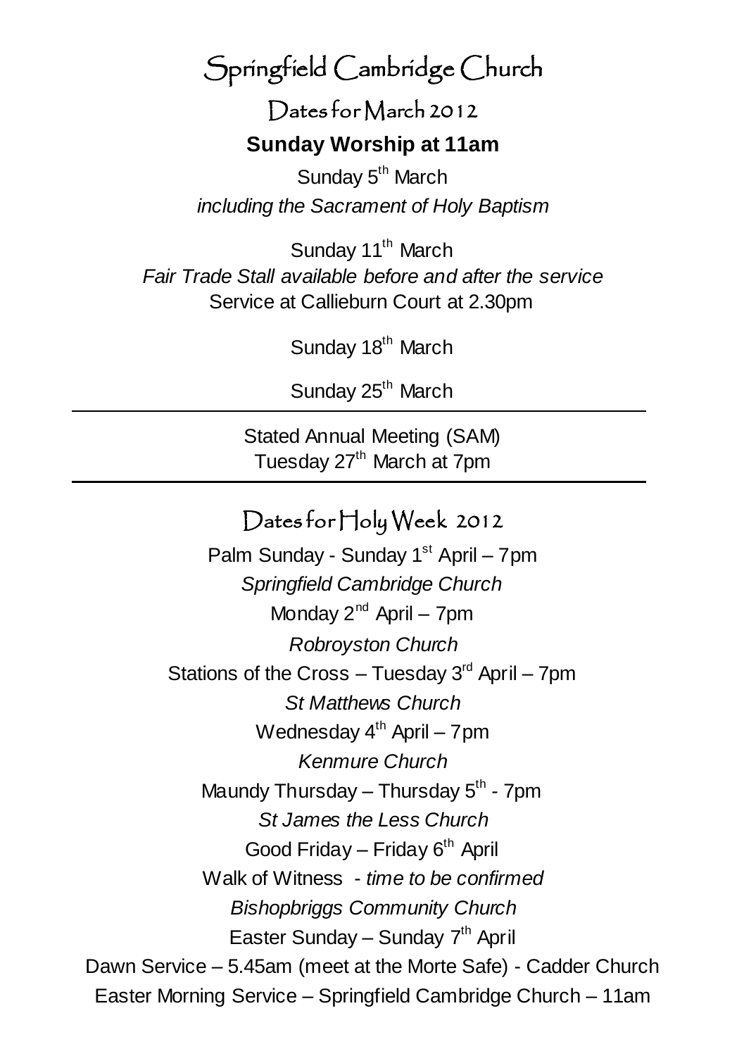# Springfield Cambridge Church

## Dates for March 2012

**Sunday Worship at 11am**

Sunday 5th March
*including the Sacrament of Holy Baptism*

Sunday 11th March
*Fair Trade Stall available before and after the service*
Service at Callieburn Court at 2.30pm

Sunday 18th March

Sunday 25th March

---

Stated Annual Meeting (SAM)
Tuesday 27th March at 7pm

---

## Dates for Holy Week 2012

Palm Sunday - Sunday 1st April – 7pm
*Springfield Cambridge Church*

Monday 2nd April – 7pm
*Robroyston Church*

Stations of the Cross – Tuesday 3rd April – 7pm
*St Matthews Church*

Wednesday 4th April – 7pm
*Kenmure Church*

Maundy Thursday – Thursday 5th - 7pm
*St James the Less Church*

Good Friday – Friday 6th April
Walk of Witness - *time to be confirmed*
*Bishopbriggs Community Church*

Easter Sunday – Sunday 7th April
Dawn Service – 5.45am (meet at the Morte Safe) - Cadder Church
Easter Morning Service – Springfield Cambridge Church – 11am